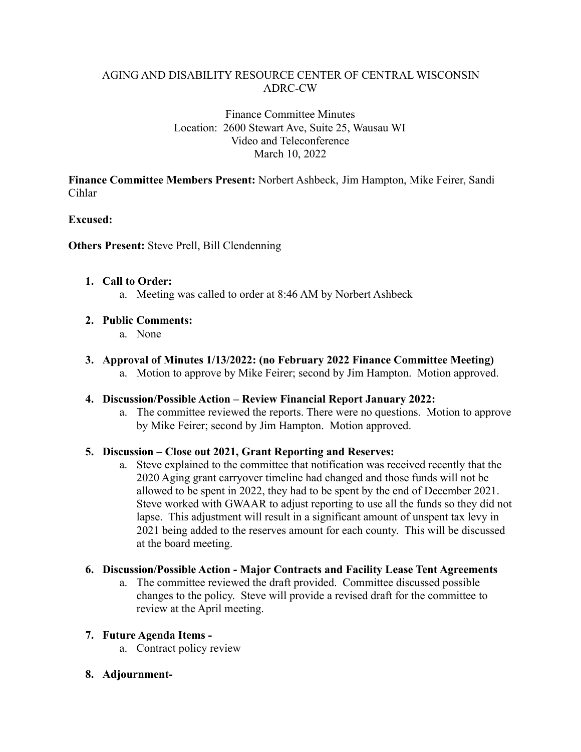# AGING AND DISABILITY RESOURCE CENTER OF CENTRAL WISCONSIN
# ADRC-CW

Finance Committee Minutes
Location: 2600 Stewart Ave, Suite 25, Wausau WI
Video and Teleconference
March 10, 2022

**Finance Committee Members Present:** Norbert Ashbeck, Jim Hampton, Mike Feirer, Sandi Cihlar

**Excused:**

**Others Present:** Steve Prell, Bill Clendenning

1. **Call to Order:**
   a. Meeting was called to order at 8:46 AM by Norbert Ashbeck

2. **Public Comments:**
   a. None

3. **Approval of Minutes 1/13/2022: (no February 2022 Finance Committee Meeting)**
   a. Motion to approve by Mike Feirer; second by Jim Hampton. Motion approved.

4. **Discussion/Possible Action – Review Financial Report January 2022:**
   a. The committee reviewed the reports. There were no questions. Motion to approve by Mike Feirer; second by Jim Hampton. Motion approved.

5. **Discussion – Close out 2021, Grant Reporting and Reserves:**
   a. Steve explained to the committee that notification was received recently that the 2020 Aging grant carryover timeline had changed and those funds will not be allowed to be spent in 2022, they had to be spent by the end of December 2021. Steve worked with GWAAR to adjust reporting to use all the funds so they did not lapse. This adjustment will result in a significant amount of unspent tax levy in 2021 being added to the reserves amount for each county. This will be discussed at the board meeting.

6. **Discussion/Possible Action - Major Contracts and Facility Lease Tent Agreements**
   a. The committee reviewed the draft provided. Committee discussed possible changes to the policy. Steve will provide a revised draft for the committee to review at the April meeting.

7. **Future Agenda Items -**
   a. Contract policy review

8. **Adjournment-**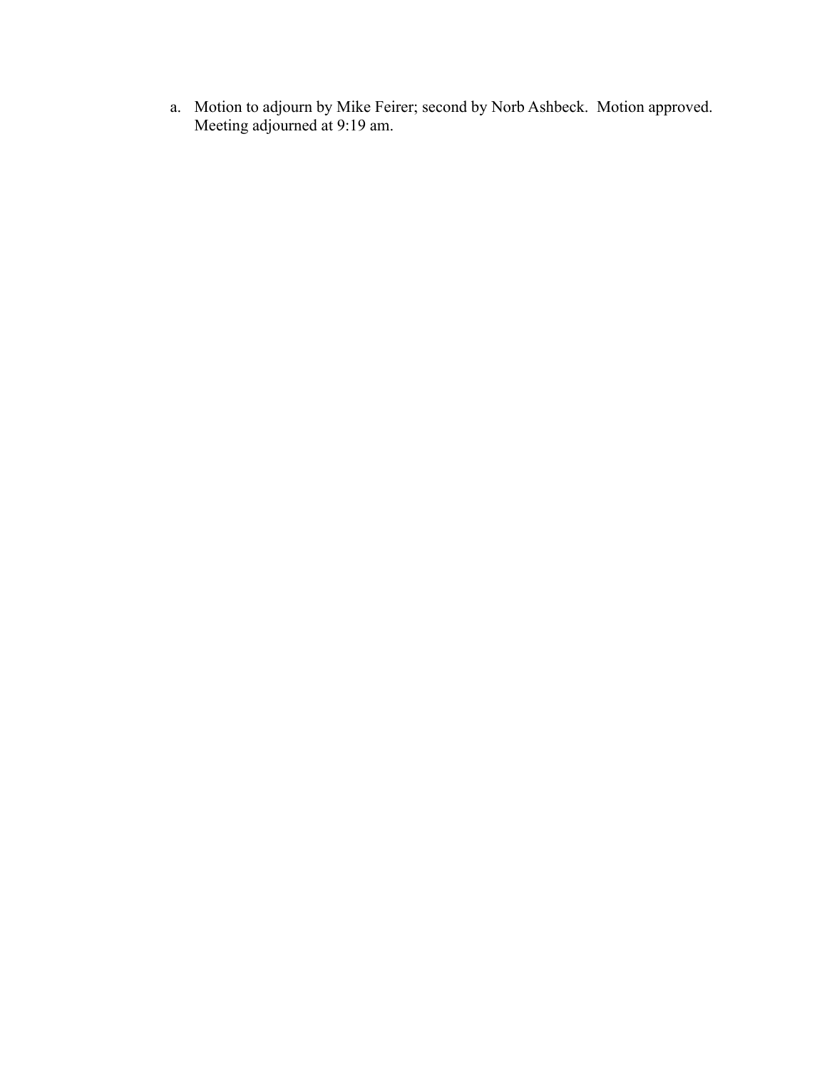a. Motion to adjourn by Mike Feirer; second by Norb Ashbeck. Motion approved. Meeting adjourned at 9:19 am.